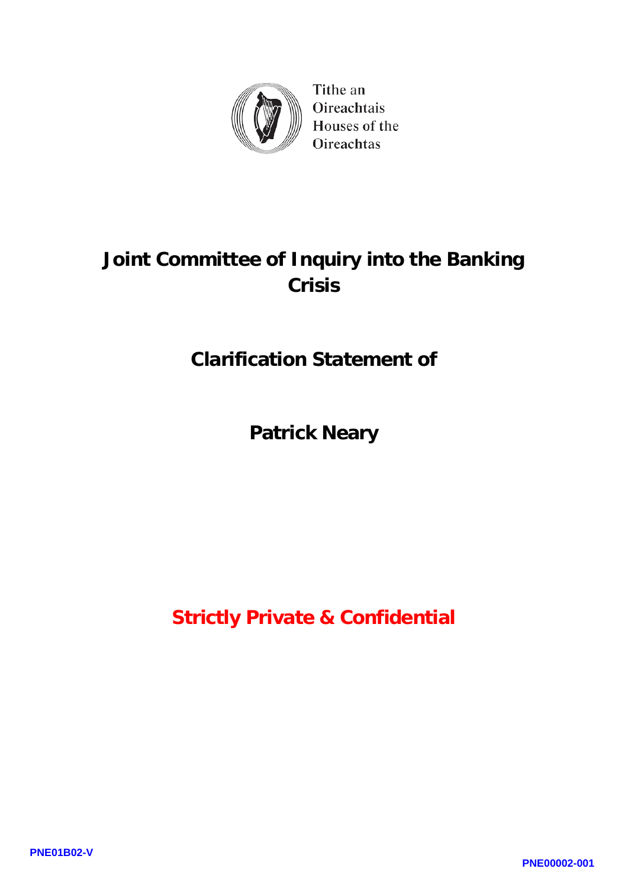Tithe an Oireachtais
Houses of the Oireachtas

# Joint Committee of Inquiry into the Banking Crisis

## Clarification Statement of

## Patrick Neary

**Strictly Private & Confidential**

PNE01B02-V

PNE00002-001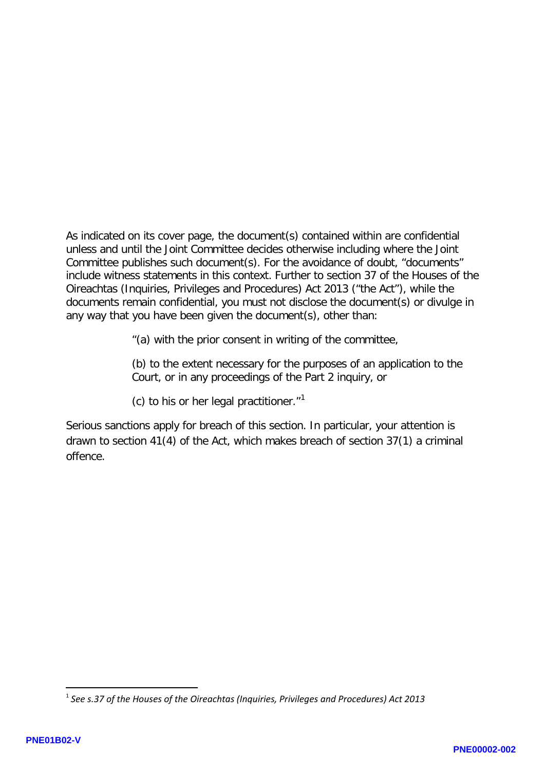As indicated on its cover page, the document(s) contained within are confidential unless and until the Joint Committee decides otherwise including where the Joint Committee publishes such document(s). For the avoidance of doubt, "documents" include witness statements in this context. Further to section 37 of the Houses of the Oireachtas (Inquiries, Privileges and Procedures) Act 2013 ("the Act"), while the documents remain confidential, you must not disclose the document(s) or divulge in any way that you have been given the document(s), other than:

> "(a) with the prior consent in writing of the committee,
>
> (b) to the extent necessary for the purposes of an application to the Court, or in any proceedings of the Part 2 inquiry, or
>
> (c) to his or her legal practitioner."[1]

Serious sanctions apply for breach of this section. In particular, your attention is drawn to section 41(4) of the Act, which makes breach of section 37(1) a criminal offence.

---

[1] *See s.37 of the Houses of the Oireachtas (Inquiries, Privileges and Procedures) Act 2013*

PNE01B02-V

PNE00002-002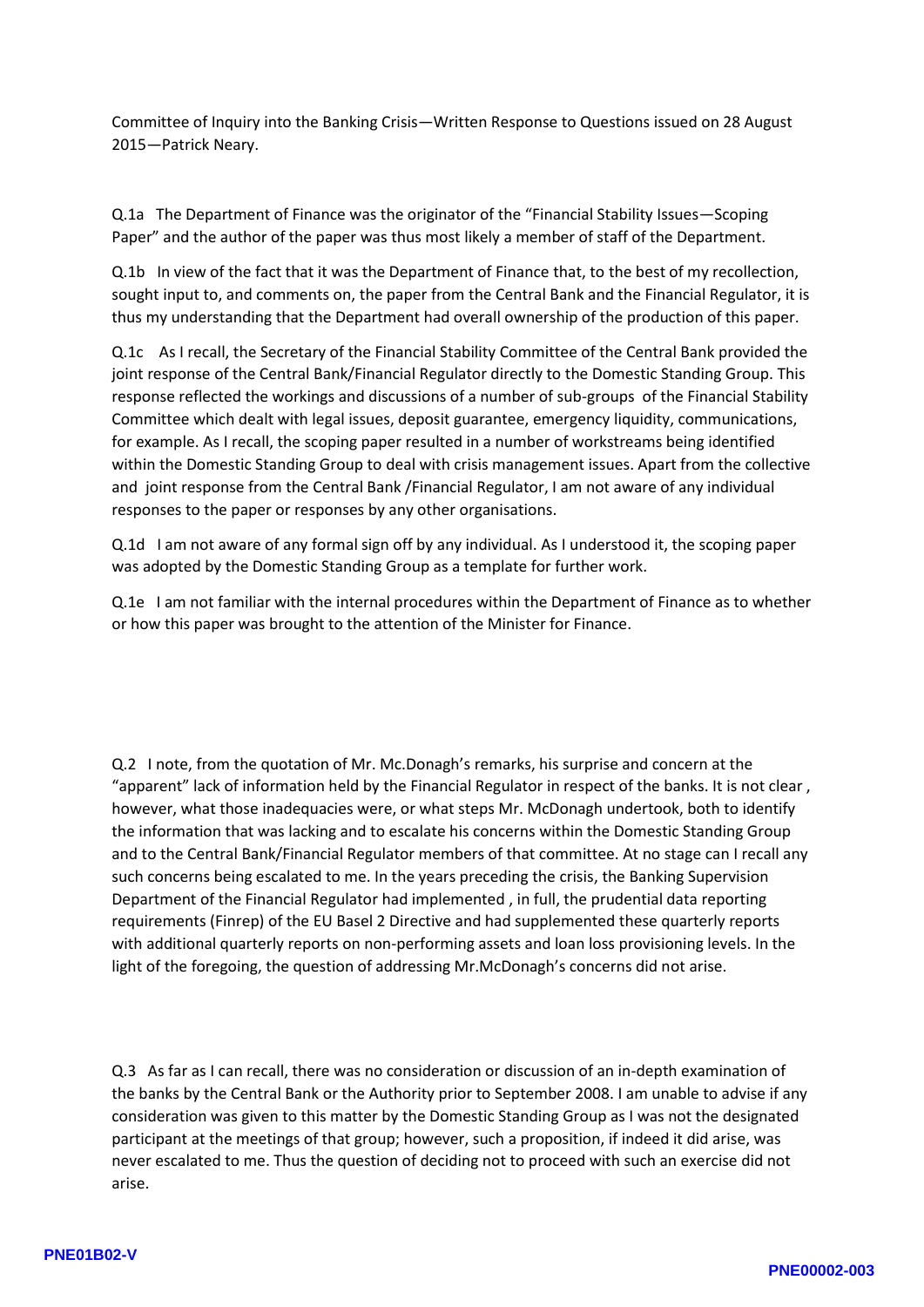Committee of Inquiry into the Banking Crisis—Written Response to Questions issued on 28 August 2015—Patrick Neary.

Q.1a The Department of Finance was the originator of the "Financial Stability Issues—Scoping Paper" and the author of the paper was thus most likely a member of staff of the Department.

Q.1b In view of the fact that it was the Department of Finance that, to the best of my recollection, sought input to, and comments on, the paper from the Central Bank and the Financial Regulator, it is thus my understanding that the Department had overall ownership of the production of this paper.

Q.1c As I recall, the Secretary of the Financial Stability Committee of the Central Bank provided the joint response of the Central Bank/Financial Regulator directly to the Domestic Standing Group. This response reflected the workings and discussions of a number of sub-groups of the Financial Stability Committee which dealt with legal issues, deposit guarantee, emergency liquidity, communications, for example. As I recall, the scoping paper resulted in a number of workstreams being identified within the Domestic Standing Group to deal with crisis management issues. Apart from the collective and joint response from the Central Bank /Financial Regulator, I am not aware of any individual responses to the paper or responses by any other organisations.

Q.1d I am not aware of any formal sign off by any individual. As I understood it, the scoping paper was adopted by the Domestic Standing Group as a template for further work.

Q.1e I am not familiar with the internal procedures within the Department of Finance as to whether or how this paper was brought to the attention of the Minister for Finance.

Q.2 I note, from the quotation of Mr. Mc.Donagh's remarks, his surprise and concern at the "apparent" lack of information held by the Financial Regulator in respect of the banks. It is not clear , however, what those inadequacies were, or what steps Mr. McDonagh undertook, both to identify the information that was lacking and to escalate his concerns within the Domestic Standing Group and to the Central Bank/Financial Regulator members of that committee. At no stage can I recall any such concerns being escalated to me. In the years preceding the crisis, the Banking Supervision Department of the Financial Regulator had implemented , in full, the prudential data reporting requirements (Finrep) of the EU Basel 2 Directive and had supplemented these quarterly reports with additional quarterly reports on non-performing assets and loan loss provisioning levels. In the light of the foregoing, the question of addressing Mr.McDonagh's concerns did not arise.

Q.3 As far as I can recall, there was no consideration or discussion of an in-depth examination of the banks by the Central Bank or the Authority prior to September 2008. I am unable to advise if any consideration was given to this matter by the Domestic Standing Group as I was not the designated participant at the meetings of that group; however, such a proposition, if indeed it did arise, was never escalated to me. Thus the question of deciding not to proceed with such an exercise did not arise.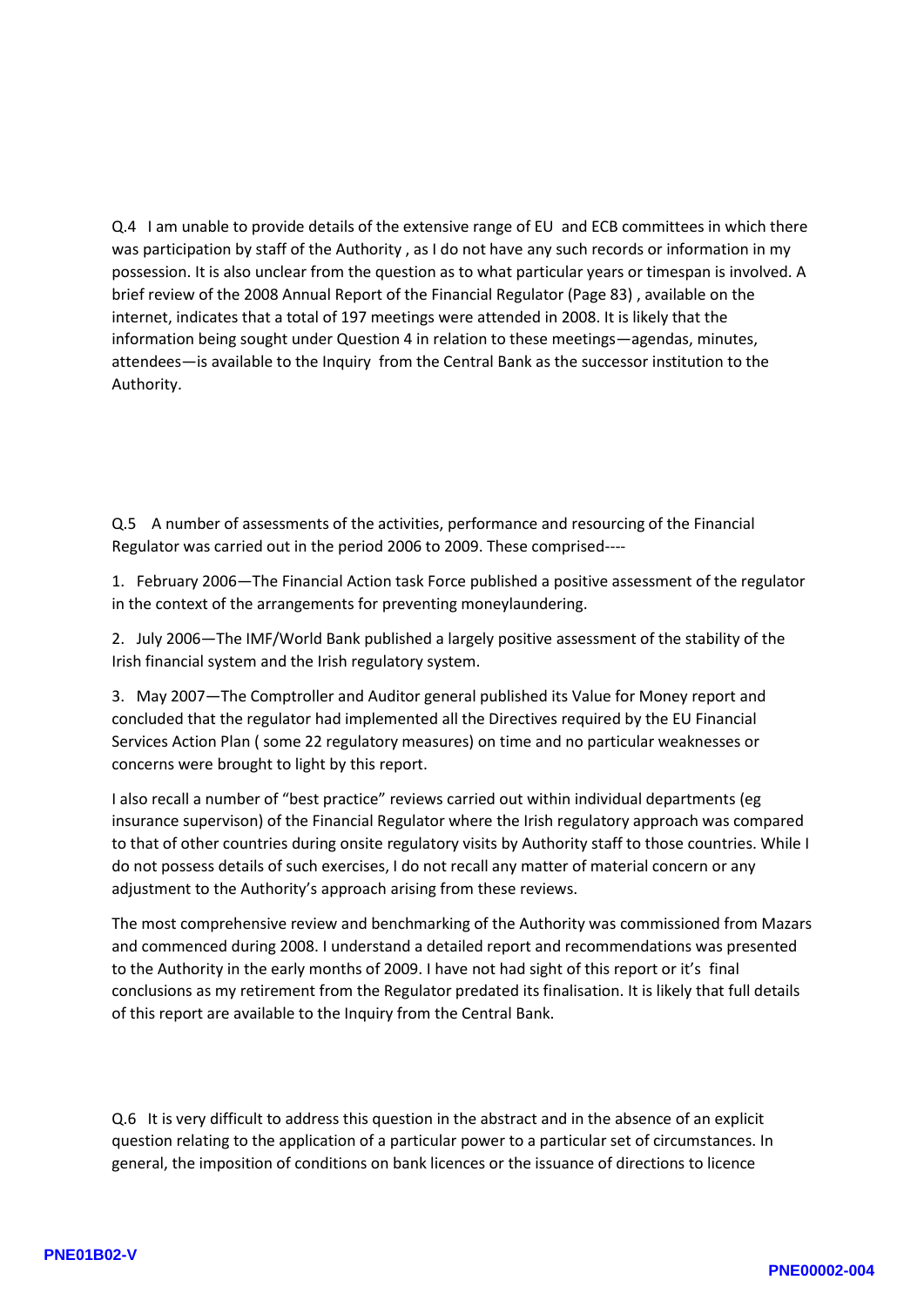Q.4 I am unable to provide details of the extensive range of EU and ECB committees in which there was participation by staff of the Authority , as I do not have any such records or information in my possession. It is also unclear from the question as to what particular years or timespan is involved. A brief review of the 2008 Annual Report of the Financial Regulator (Page 83) , available on the internet, indicates that a total of 197 meetings were attended in 2008. It is likely that the information being sought under Question 4 in relation to these meetings—agendas, minutes, attendees—is available to the Inquiry from the Central Bank as the successor institution to the Authority.

Q.5 A number of assessments of the activities, performance and resourcing of the Financial Regulator was carried out in the period 2006 to 2009. These comprised----

1. February 2006—The Financial Action task Force published a positive assessment of the regulator in the context of the arrangements for preventing moneylaundering.

2. July 2006—The IMF/World Bank published a largely positive assessment of the stability of the Irish financial system and the Irish regulatory system.

3. May 2007—The Comptroller and Auditor general published its Value for Money report and concluded that the regulator had implemented all the Directives required by the EU Financial Services Action Plan ( some 22 regulatory measures) on time and no particular weaknesses or concerns were brought to light by this report.

I also recall a number of "best practice" reviews carried out within individual departments (eg insurance supervison) of the Financial Regulator where the Irish regulatory approach was compared to that of other countries during onsite regulatory visits by Authority staff to those countries. While I do not possess details of such exercises, I do not recall any matter of material concern or any adjustment to the Authority's approach arising from these reviews.

The most comprehensive review and benchmarking of the Authority was commissioned from Mazars and commenced during 2008. I understand a detailed report and recommendations was presented to the Authority in the early months of 2009. I have not had sight of this report or it's final conclusions as my retirement from the Regulator predated its finalisation. It is likely that full details of this report are available to the Inquiry from the Central Bank.

Q.6 It is very difficult to address this question in the abstract and in the absence of an explicit question relating to the application of a particular power to a particular set of circumstances. In general, the imposition of conditions on bank licences or the issuance of directions to licence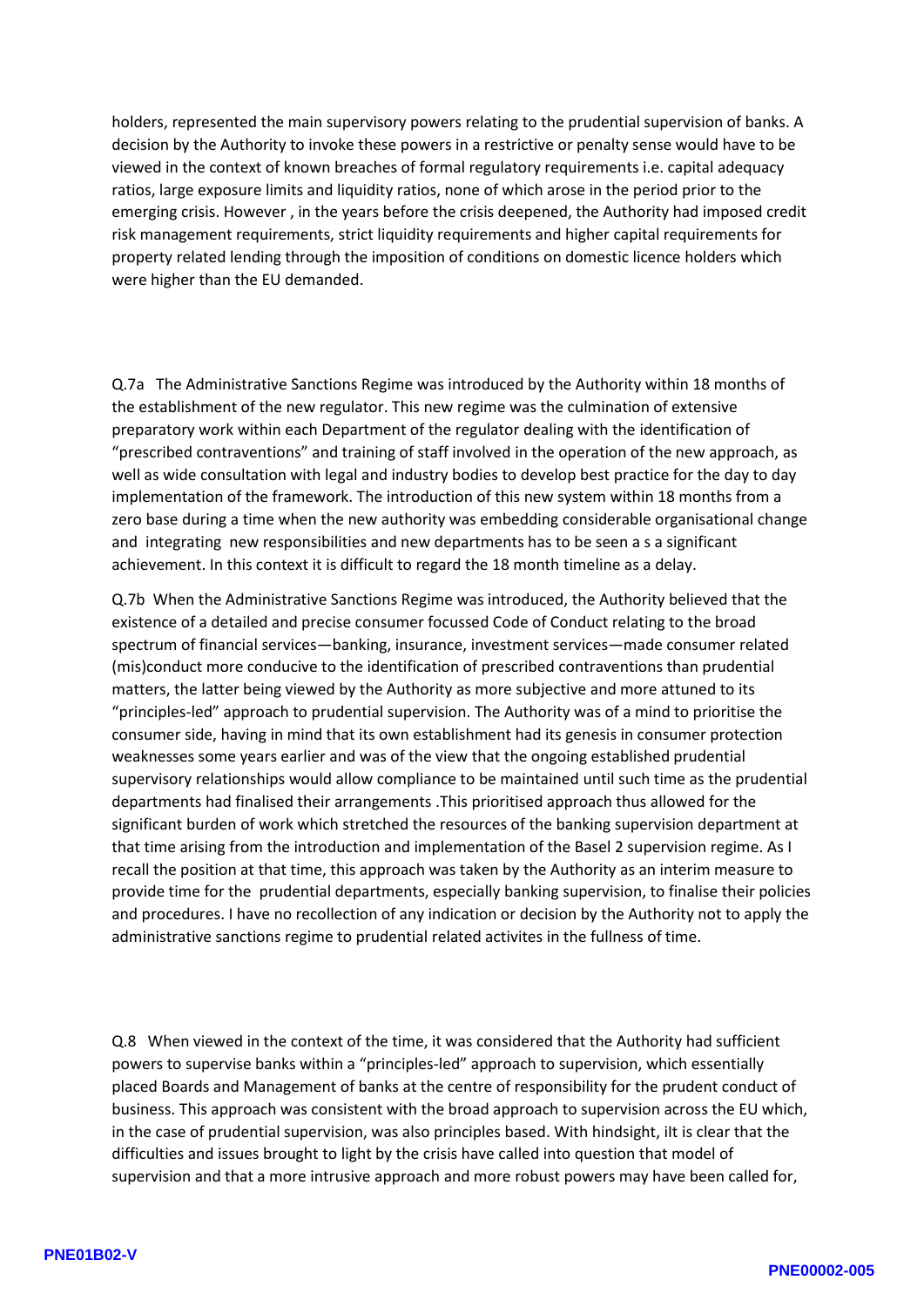holders, represented the main supervisory powers relating to the prudential supervision of banks. A decision by the Authority to invoke these powers in a restrictive or penalty sense would have to be viewed in the context of known breaches of formal regulatory requirements i.e. capital adequacy ratios, large exposure limits and liquidity ratios, none of which arose in the period prior to the emerging crisis. However , in the years before the crisis deepened, the Authority had imposed credit risk management requirements, strict liquidity requirements and higher capital requirements for property related lending through the imposition of conditions on domestic licence holders which were higher than the EU demanded.

Q.7a The Administrative Sanctions Regime was introduced by the Authority within 18 months of the establishment of the new regulator. This new regime was the culmination of extensive preparatory work within each Department of the regulator dealing with the identification of "prescribed contraventions" and training of staff involved in the operation of the new approach, as well as wide consultation with legal and industry bodies to develop best practice for the day to day implementation of the framework. The introduction of this new system within 18 months from a zero base during a time when the new authority was embedding considerable organisational change and integrating new responsibilities and new departments has to be seen a s a significant achievement. In this context it is difficult to regard the 18 month timeline as a delay.

Q.7b When the Administrative Sanctions Regime was introduced, the Authority believed that the existence of a detailed and precise consumer focussed Code of Conduct relating to the broad spectrum of financial services—banking, insurance, investment services—made consumer related (mis)conduct more conducive to the identification of prescribed contraventions than prudential matters, the latter being viewed by the Authority as more subjective and more attuned to its "principles-led" approach to prudential supervision. The Authority was of a mind to prioritise the consumer side, having in mind that its own establishment had its genesis in consumer protection weaknesses some years earlier and was of the view that the ongoing established prudential supervisory relationships would allow compliance to be maintained until such time as the prudential departments had finalised their arrangements .This prioritised approach thus allowed for the significant burden of work which stretched the resources of the banking supervision department at that time arising from the introduction and implementation of the Basel 2 supervision regime. As I recall the position at that time, this approach was taken by the Authority as an interim measure to provide time for the prudential departments, especially banking supervision, to finalise their policies and procedures. I have no recollection of any indication or decision by the Authority not to apply the administrative sanctions regime to prudential related activites in the fullness of time.

Q.8 When viewed in the context of the time, it was considered that the Authority had sufficient powers to supervise banks within a "principles-led" approach to supervision, which essentially placed Boards and Management of banks at the centre of responsibility for the prudent conduct of business. This approach was consistent with the broad approach to supervision across the EU which, in the case of prudential supervision, was also principles based. With hindsight, iIt is clear that the difficulties and issues brought to light by the crisis have called into question that model of supervision and that a more intrusive approach and more robust powers may have been called for,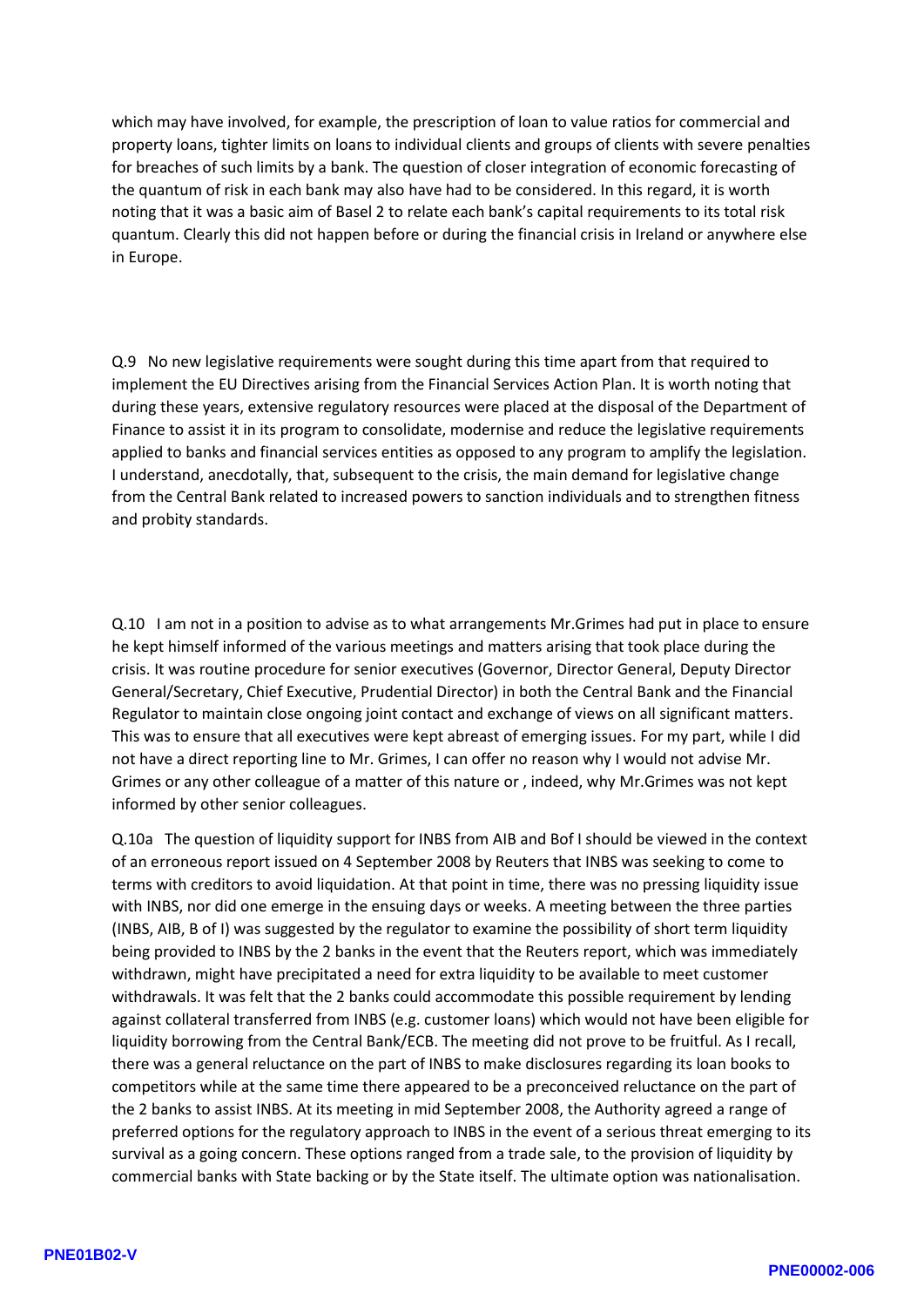which may have involved, for example, the prescription of loan to value ratios for commercial and property loans, tighter limits on loans to individual clients and groups of clients with severe penalties for breaches of such limits by a bank. The question of closer integration of economic forecasting of the quantum of risk in each bank may also have had to be considered. In this regard, it is worth noting that it was a basic aim of Basel 2 to relate each bank's capital requirements to its total risk quantum. Clearly this did not happen before or during the financial crisis in Ireland or anywhere else in Europe.

Q.9 No new legislative requirements were sought during this time apart from that required to implement the EU Directives arising from the Financial Services Action Plan. It is worth noting that during these years, extensive regulatory resources were placed at the disposal of the Department of Finance to assist it in its program to consolidate, modernise and reduce the legislative requirements applied to banks and financial services entities as opposed to any program to amplify the legislation. I understand, anecdotally, that, subsequent to the crisis, the main demand for legislative change from the Central Bank related to increased powers to sanction individuals and to strengthen fitness and probity standards.

Q.10 I am not in a position to advise as to what arrangements Mr.Grimes had put in place to ensure he kept himself informed of the various meetings and matters arising that took place during the crisis. It was routine procedure for senior executives (Governor, Director General, Deputy Director General/Secretary, Chief Executive, Prudential Director) in both the Central Bank and the Financial Regulator to maintain close ongoing joint contact and exchange of views on all significant matters. This was to ensure that all executives were kept abreast of emerging issues. For my part, while I did not have a direct reporting line to Mr. Grimes, I can offer no reason why I would not advise Mr. Grimes or any other colleague of a matter of this nature or , indeed, why Mr.Grimes was not kept informed by other senior colleagues.

Q.10a The question of liquidity support for INBS from AIB and Bof I should be viewed in the context of an erroneous report issued on 4 September 2008 by Reuters that INBS was seeking to come to terms with creditors to avoid liquidation. At that point in time, there was no pressing liquidity issue with INBS, nor did one emerge in the ensuing days or weeks. A meeting between the three parties (INBS, AIB, B of I) was suggested by the regulator to examine the possibility of short term liquidity being provided to INBS by the 2 banks in the event that the Reuters report, which was immediately withdrawn, might have precipitated a need for extra liquidity to be available to meet customer withdrawals. It was felt that the 2 banks could accommodate this possible requirement by lending against collateral transferred from INBS (e.g. customer loans) which would not have been eligible for liquidity borrowing from the Central Bank/ECB. The meeting did not prove to be fruitful. As I recall, there was a general reluctance on the part of INBS to make disclosures regarding its loan books to competitors while at the same time there appeared to be a preconceived reluctance on the part of the 2 banks to assist INBS. At its meeting in mid September 2008, the Authority agreed a range of preferred options for the regulatory approach to INBS in the event of a serious threat emerging to its survival as a going concern. These options ranged from a trade sale, to the provision of liquidity by commercial banks with State backing or by the State itself. The ultimate option was nationalisation.